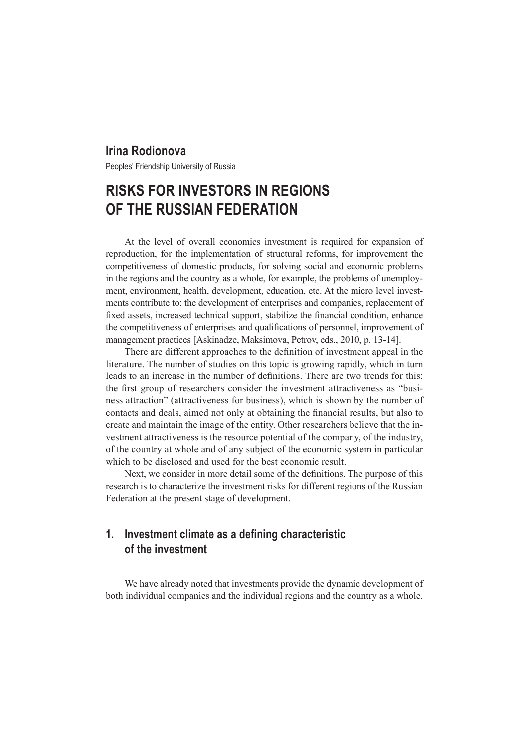**Irina Rodionova**

Peoples' Friendship University of Russia

# RISKS FOR INVESTORS IN REGIONS OF THE RUSSIAN FEDERATION

At the level of overall economics investment is required for expansion of reproduction, for the implementation of structural reforms, for improvement the competitiveness of domestic products, for solving social and economic problems in the regions and the country as a whole, for example, the problems of unemployment, environment, health, development, education, etc. At the micro level investments contribute to: the development of enterprises and companies, replacement of fixed assets, increased technical support, stabilize the financial condition, enhance the competitiveness of enterprises and qualifications of personnel, improvement of management practices [Askinadze, Maksimova, Petrov, eds., 2010, p. 13-14].

There are different approaches to the definition of investment appeal in the literature. The number of studies on this topic is growing rapidly, which in turn leads to an increase in the number of definitions. There are two trends for this: the first group of researchers consider the investment attractiveness as "business attraction" (attractiveness for business), which is shown by the number of contacts and deals, aimed not only at obtaining the financial results, but also to create and maintain the image of the entity. Other researchers believe that the investment attractiveness is the resource potential of the company, of the industry, of the country at whole and of any subject of the economic system in particular which to be disclosed and used for the best economic result.

Next, we consider in more detail some of the definitions. The purpose of this research is to characterize the investment risks for different regions of the Russian Federation at the present stage of development.

## 1. Investment climate as a defining characteristic of the investment

We have already noted that investments provide the dynamic development of both individual companies and the individual regions and the country as a whole.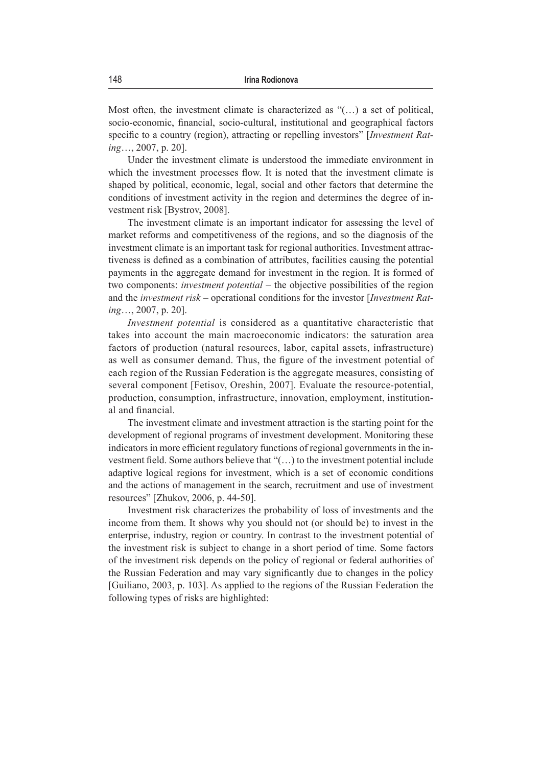Most often, the investment climate is characterized as "(…) a set of political, socio-economic, financial, socio-cultural, institutional and geographical factors specific to a country (region), attracting or repelling investors" [*Investment Rating*…, 2007, p. 20].

Under the investment climate is understood the immediate environment in which the investment processes flow. It is noted that the investment climate is shaped by political, economic, legal, social and other factors that determine the conditions of investment activity in the region and determines the degree of investment risk [Bystrov, 2008].

The investment climate is an important indicator for assessing the level of market reforms and competitiveness of the regions, and so the diagnosis of the investment climate is an important task for regional authorities. Investment attractiveness is defined as a combination of attributes, facilities causing the potential payments in the aggregate demand for investment in the region. It is formed of two components: *investment potential* – the objective possibilities of the region and the *investment risk* – operational conditions for the investor [*Investment Rating*…, 2007, p. 20].

*Investment potential* is considered as a quantitative characteristic that takes into account the main macroeconomic indicators: the saturation area factors of production (natural resources, labor, capital assets, infrastructure) as well as consumer demand. Thus, the figure of the investment potential of each region of the Russian Federation is the aggregate measures, consisting of several component [Fetisov, Oreshin, 2007]. Evaluate the resource-potential, production, consumption, infrastructure, innovation, employment, institutional and financial.

The investment climate and investment attraction is the starting point for the development of regional programs of investment development. Monitoring these indicators in more efficient regulatory functions of regional governments in the investment field. Some authors believe that "(…) to the investment potential include adaptive logical regions for investment, which is a set of economic conditions and the actions of management in the search, recruitment and use of investment resources" [Zhukov, 2006, p. 44-50].

Investment risk characterizes the probability of loss of investments and the income from them. It shows why you should not (or should be) to invest in the enterprise, industry, region or country. In contrast to the investment potential of the investment risk is subject to change in a short period of time. Some factors of the investment risk depends on the policy of regional or federal authorities of the Russian Federation and may vary significantly due to changes in the policy [Guiliano, 2003, p. 103]. As applied to the regions of the Russian Federation the following types of risks are highlighted: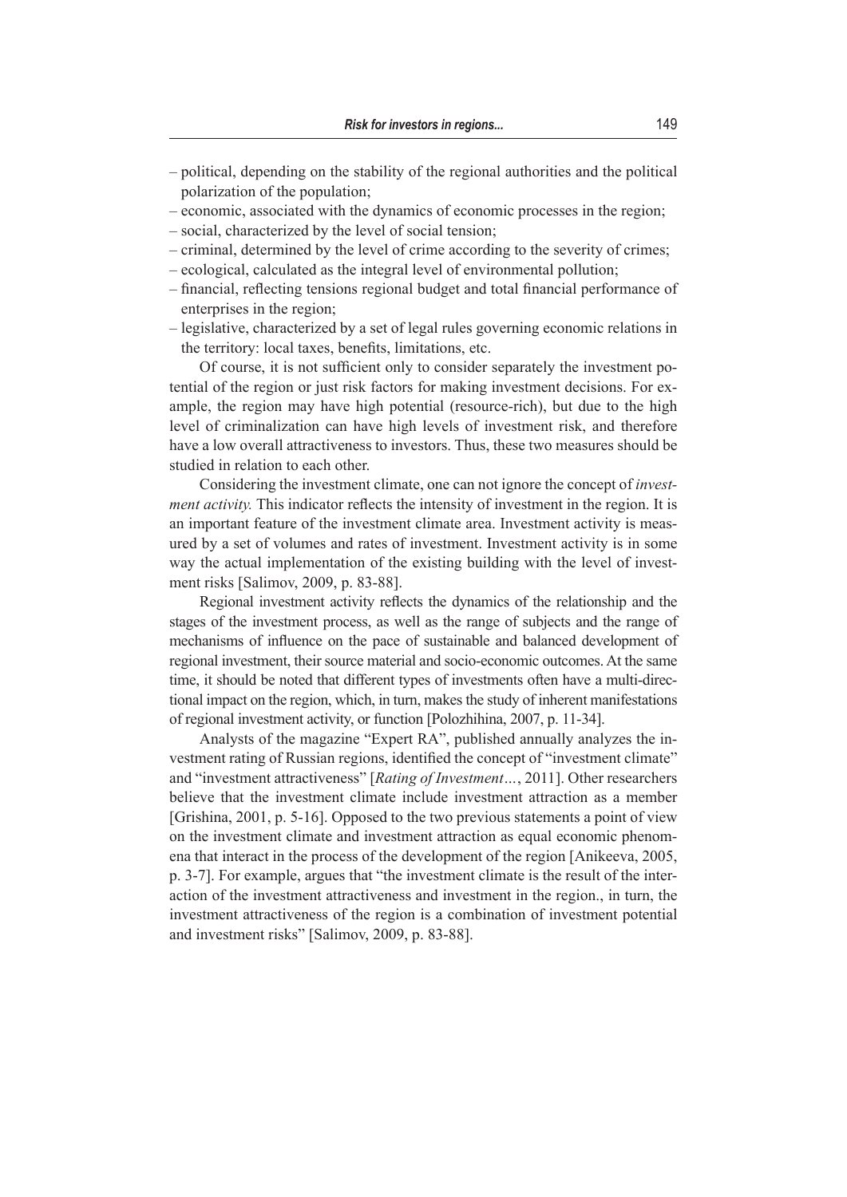- political, depending on the stability of the regional authorities and the political polarization of the population;
- economic, associated with the dynamics of economic processes in the region;
- social, characterized by the level of social tension;
- criminal, determined by the level of crime according to the severity of crimes;
- ecological, calculated as the integral level of environmental pollution;
- financial, reflecting tensions regional budget and total financial performance of enterprises in the region;
- legislative, characterized by a set of legal rules governing economic relations in the territory: local taxes, benefits, limitations, etc.

Of course, it is not sufficient only to consider separately the investment potential of the region or just risk factors for making investment decisions. For example, the region may have high potential (resource-rich), but due to the high level of criminalization can have high levels of investment risk, and therefore have a low overall attractiveness to investors. Thus, these two measures should be studied in relation to each other.

Considering the investment climate, one can not ignore the concept of *investment activity.* This indicator reflects the intensity of investment in the region. It is an important feature of the investment climate area. Investment activity is measured by a set of volumes and rates of investment. Investment activity is in some way the actual implementation of the existing building with the level of investment risks [Salimov, 2009, p. 83-88].

Regional investment activity reflects the dynamics of the relationship and the stages of the investment process, as well as the range of subjects and the range of mechanisms of influence on the pace of sustainable and balanced development of regional investment, their source material and socio-economic outcomes. At the same time, it should be noted that different types of investments often have a multi-directional impact on the region, which, in turn, makes the study of inherent manifestations of regional investment activity, or function [Polozhihina, 2007, p. 11-34].

Analysts of the magazine "Expert RA", published annually analyzes the investment rating of Russian regions, identified the concept of "investment climate" and "investment attractiveness" [*Rating of Investment…*, 2011]. Other researchers believe that the investment climate include investment attraction as a member [Grishina, 2001, p. 5-16]. Opposed to the two previous statements a point of view on the investment climate and investment attraction as equal economic phenomena that interact in the process of the development of the region [Anikeeva, 2005, p. 3-7]. For example, argues that "the investment climate is the result of the interaction of the investment attractiveness and investment in the region., in turn, the investment attractiveness of the region is a combination of investment potential and investment risks" [Salimov, 2009, p. 83-88].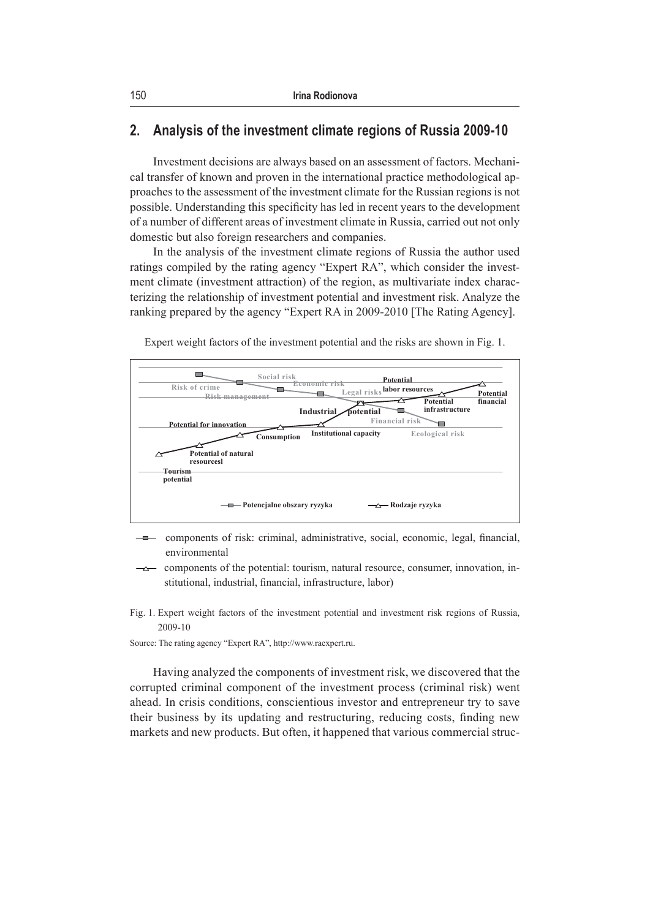## 2. Analysis of the investment climate regions of Russia 2009-10

Investment decisions are always based on an assessment of factors. Mechanical transfer of known and proven in the international practice methodological approaches to the assessment of the investment climate for the Russian regions is not possible. Understanding this specificity has led in recent years to the development of a number of different areas of investment climate in Russia, carried out not only domestic but also foreign researchers and companies.

In the analysis of the investment climate regions of Russia the author used ratings compiled by the rating agency "Expert RA", which consider the investment climate (investment attraction) of the region, as multivariate index characterizing the relationship of investment potential and investment risk. Analyze the ranking prepared by the agency "Expert RA in 2009-2010 [The Rating Agency].

Expert weight factors of the investment potential and the risks are shown in Fig. 1.

Risk of crime, Risk management, Social risk, Economic risk, Legal risks, Financial risk, Ecological risk

Tourism potential, Potential of natural resourcesl, Potential for innovation, Consumption, Institutional capacity, Industrial potential, Potential labor resources, Potential infrastructure, Potential financial

Potencjalne obszary ryzyka — Rodzaje ryzyka

components of risk: criminal, administrative, social, economic, legal, financial, environmental

components of the potential: tourism, natural resource, consumer, innovation, institutional, industrial, financial, infrastructure, labor)

Fig. 1. Expert weight factors of the investment potential and investment risk regions of Russia, 2009-10

Source: The rating agency "Expert RA", http://www.raexpert.ru.

Having analyzed the components of investment risk, we discovered that the corrupted criminal component of the investment process (criminal risk) went ahead. In crisis conditions, conscientious investor and entrepreneur try to save their business by its updating and restructuring, reducing costs, finding new markets and new products. But often, it happened that various commercial struc-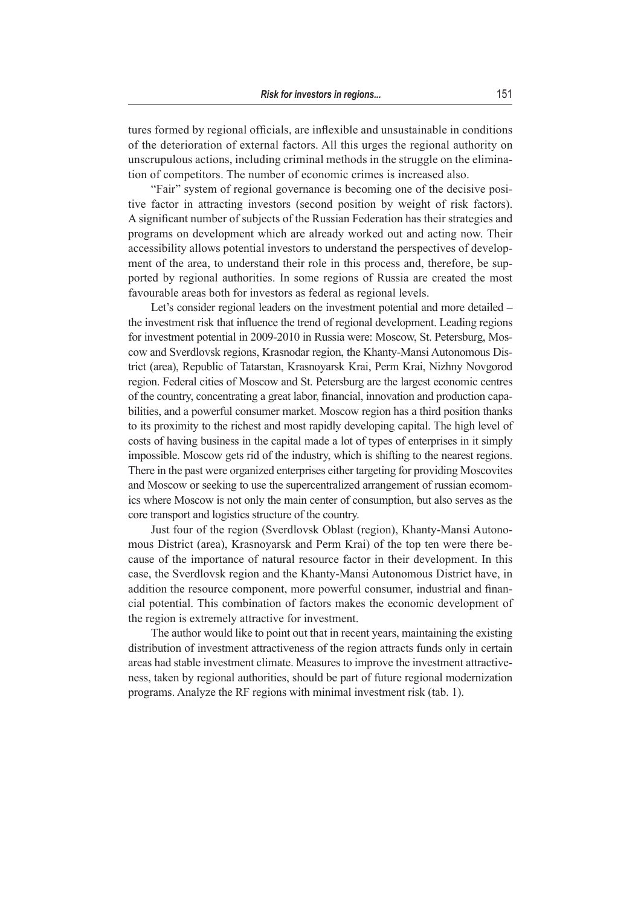tures formed by regional officials, are inflexible and unsustainable in conditions of the deterioration of external factors. All this urges the regional authority on unscrupulous actions, including criminal methods in the struggle on the elimination of competitors. The number of economic crimes is increased also.

"Fair" system of regional governance is becoming one of the decisive positive factor in attracting investors (second position by weight of risk factors). A significant number of subjects of the Russian Federation has their strategies and programs on development which are already worked out and acting now. Their accessibility allows potential investors to understand the perspectives of development of the area, to understand their role in this process and, therefore, be supported by regional authorities. In some regions of Russia are created the most favourable areas both for investors as federal as regional levels.

Let's consider regional leaders on the investment potential and more detailed – the investment risk that influence the trend of regional development. Leading regions for investment potential in 2009-2010 in Russia were: Moscow, St. Petersburg, Moscow and Sverdlovsk regions, Krasnodar region, the Khanty-Mansi Autonomous District (area), Republic of Tatarstan, Krasnoyarsk Krai, Perm Krai, Nizhny Novgorod region. Federal cities of Moscow and St. Petersburg are the largest economic centres of the country, concentrating a great labor, financial, innovation and production capabilities, and a powerful consumer market. Moscow region has a third position thanks to its proximity to the richest and most rapidly developing capital. The high level of costs of having business in the capital made a lot of types of enterprises in it simply impossible. Moscow gets rid of the industry, which is shifting to the nearest regions. There in the past were organized enterprises either targeting for providing Moscovites and Moscow or seeking to use the supercentralized arrangement of russian ecomomics where Moscow is not only the main center of consumption, but also serves as the core transport and logistics structure of the country.

Just four of the region (Sverdlovsk Oblast (region), Khanty-Mansi Autonomous District (area), Krasnoyarsk and Perm Krai) of the top ten were there because of the importance of natural resource factor in their development. In this case, the Sverdlovsk region and the Khanty-Mansi Autonomous District have, in addition the resource component, more powerful consumer, industrial and financial potential. This combination of factors makes the economic development of the region is extremely attractive for investment.

The author would like to point out that in recent years, maintaining the existing distribution of investment attractiveness of the region attracts funds only in certain areas had stable investment climate. Measures to improve the investment attractiveness, taken by regional authorities, should be part of future regional modernization programs. Analyze the RF regions with minimal investment risk (tab. 1).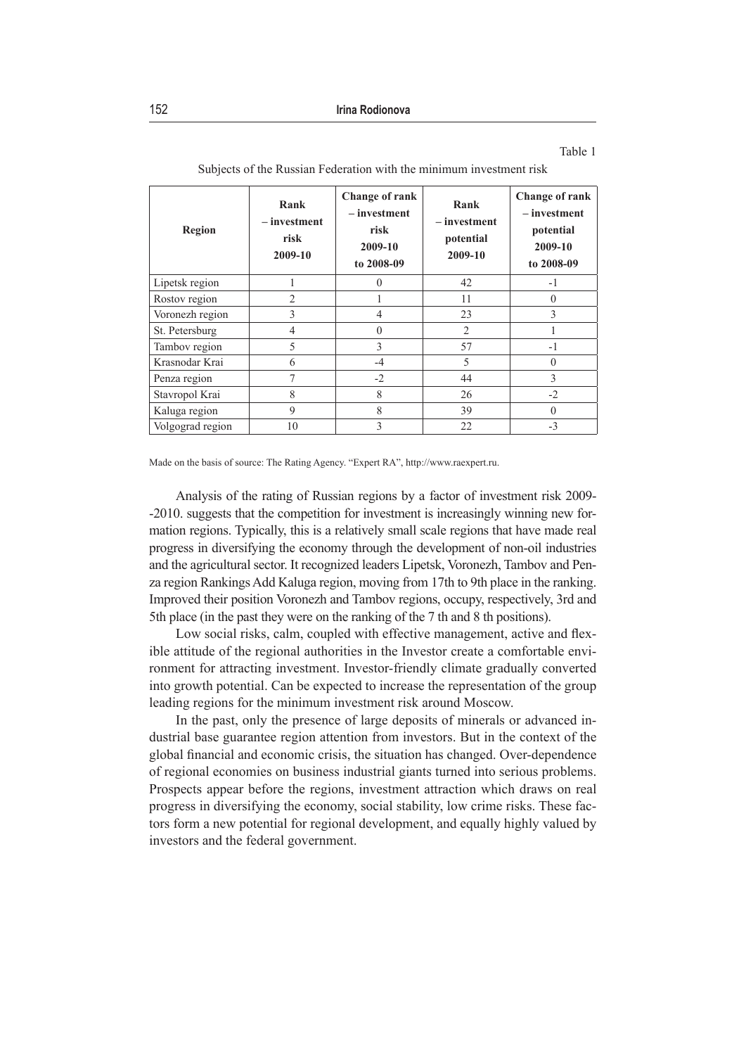Table 1

Subjects of the Russian Federation with the minimum investment risk

| Region | Rank – investment risk 2009-10 | Change of rank – investment risk 2009-10 to 2008-09 | Rank – investment potential 2009-10 | Change of rank – investment potential 2009-10 to 2008-09 |
|---|---|---|---|---|
| Lipetsk region | 1 | 0 | 42 | -1 |
| Rostov region | 2 | 1 | 11 | 0 |
| Voronezh region | 3 | 4 | 23 | 3 |
| St. Petersburg | 4 | 0 | 2 | 1 |
| Tambov region | 5 | 3 | 57 | -1 |
| Krasnodar Krai | 6 | -4 | 5 | 0 |
| Penza region | 7 | -2 | 44 | 3 |
| Stavropol Krai | 8 | 8 | 26 | -2 |
| Kaluga region | 9 | 8 | 39 | 0 |
| Volgograd region | 10 | 3 | 22 | -3 |

Made on the basis of source: The Rating Agency. "Expert RA", http://www.raexpert.ru.

Analysis of the rating of Russian regions by a factor of investment risk 2009--2010. suggests that the competition for investment is increasingly winning new formation regions. Typically, this is a relatively small scale regions that have made real progress in diversifying the economy through the development of non-oil industries and the agricultural sector. It recognized leaders Lipetsk, Voronezh, Tambov and Penza region Rankings Add Kaluga region, moving from 17th to 9th place in the ranking. Improved their position Voronezh and Tambov regions, occupy, respectively, 3rd and 5th place (in the past they were on the ranking of the 7 th and 8 th positions).

Low social risks, calm, coupled with effective management, active and flexible attitude of the regional authorities in the Investor create a comfortable environment for attracting investment. Investor-friendly climate gradually converted into growth potential. Can be expected to increase the representation of the group leading regions for the minimum investment risk around Moscow.

In the past, only the presence of large deposits of minerals or advanced industrial base guarantee region attention from investors. But in the context of the global financial and economic crisis, the situation has changed. Over-dependence of regional economies on business industrial giants turned into serious problems. Prospects appear before the regions, investment attraction which draws on real progress in diversifying the economy, social stability, low crime risks. These factors form a new potential for regional development, and equally highly valued by investors and the federal government.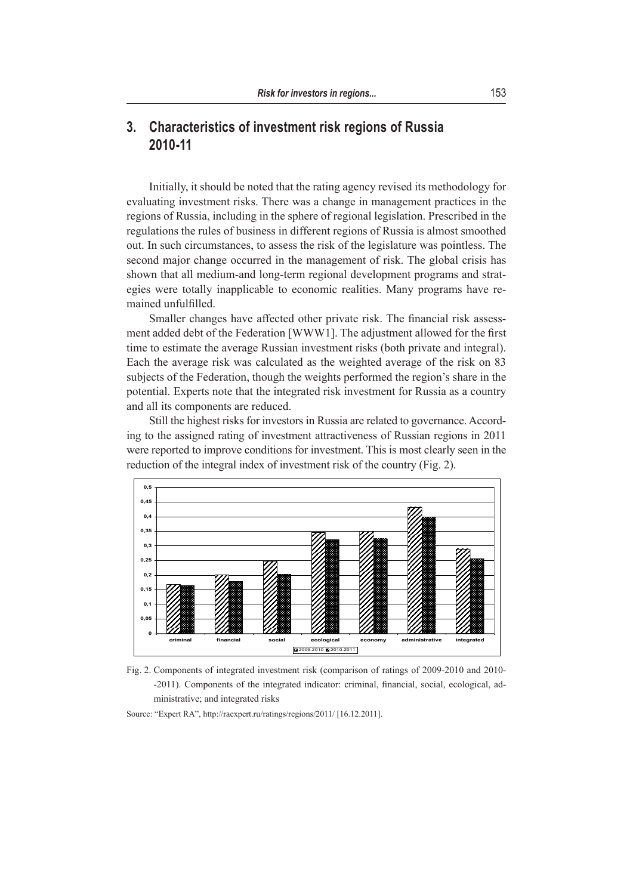## 3. Characteristics of investment risk regions of Russia 2010-11

Initially, it should be noted that the rating agency revised its methodology for evaluating investment risks. There was a change in management practices in the regions of Russia, including in the sphere of regional legislation. Prescribed in the regulations the rules of business in different regions of Russia is almost smoothed out. In such circumstances, to assess the risk of the legislature was pointless. The second major change occurred in the management of risk. The global crisis has shown that all medium-and long-term regional development programs and strategies were totally inapplicable to economic realities. Many programs have remained unfulfilled.

Smaller changes have affected other private risk. The financial risk assessment added debt of the Federation [WWW1]. The adjustment allowed for the first time to estimate the average Russian investment risks (both private and integral). Each the average risk was calculated as the weighted average of the risk on 83 subjects of the Federation, though the weights performed the region's share in the potential. Experts note that the integrated risk investment for Russia as a country and all its components are reduced.

Still the highest risks for investors in Russia are related to governance. According to the assigned rating of investment attractiveness of Russian regions in 2011 were reported to improve conditions for investment. This is most clearly seen in the reduction of the integral index of investment risk of the country (Fig. 2).

Fig. 2. Components of integrated investment risk (comparison of ratings of 2009-2010 and 2010--2011). Components of the integrated indicator: criminal, financial, social, ecological, administrative; and integrated risks

Source: "Expert RA", http://raexpert.ru/ratings/regions/2011/ [16.12.2011].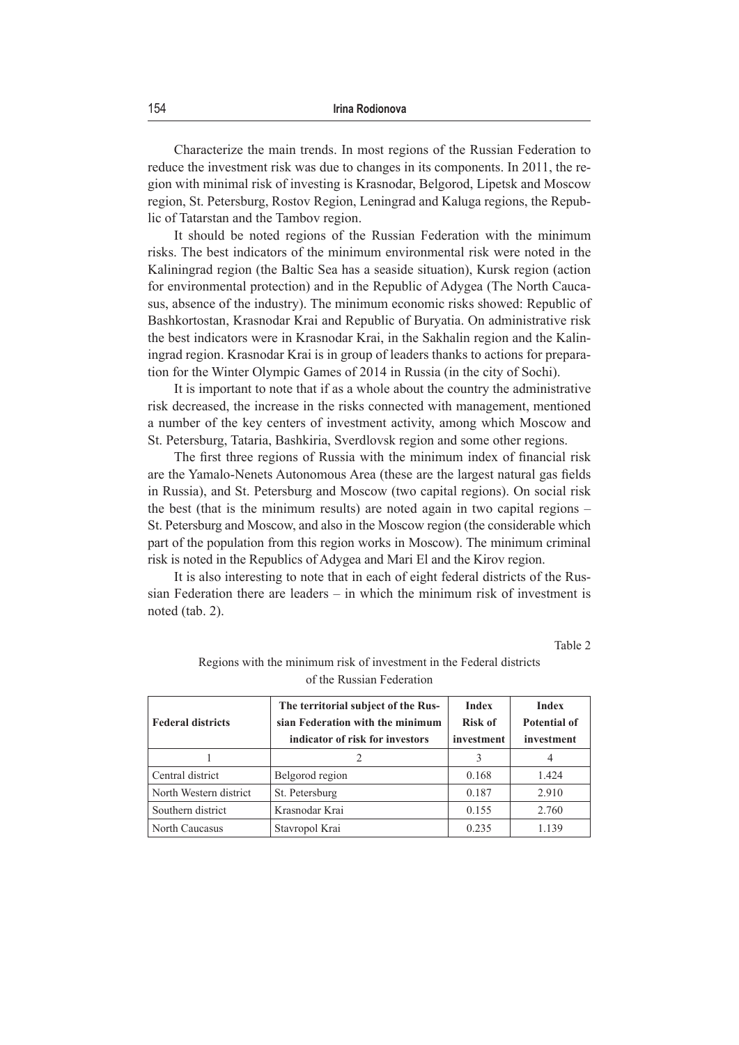Characterize the main trends. In most regions of the Russian Federation to reduce the investment risk was due to changes in its components. In 2011, the region with minimal risk of investing is Krasnodar, Belgorod, Lipetsk and Moscow region, St. Petersburg, Rostov Region, Leningrad and Kaluga regions, the Republic of Tatarstan and the Tambov region.

It should be noted regions of the Russian Federation with the minimum risks. The best indicators of the minimum environmental risk were noted in the Kaliningrad region (the Baltic Sea has a seaside situation), Kursk region (action for environmental protection) and in the Republic of Adygea (The North Caucasus, absence of the industry). The minimum economic risks showed: Republic of Bashkortostan, Krasnodar Krai and Republic of Buryatia. On administrative risk the best indicators were in Krasnodar Krai, in the Sakhalin region and the Kaliningrad region. Krasnodar Krai is in group of leaders thanks to actions for preparation for the Winter Olympic Games of 2014 in Russia (in the city of Sochi).

It is important to note that if as a whole about the country the administrative risk decreased, the increase in the risks connected with management, mentioned a number of the key centers of investment activity, among which Moscow and St. Petersburg, Tataria, Bashkiria, Sverdlovsk region and some other regions.

The first three regions of Russia with the minimum index of financial risk are the Yamalo-Nenets Autonomous Area (these are the largest natural gas fields in Russia), and St. Petersburg and Moscow (two capital regions). On social risk the best (that is the minimum results) are noted again in two capital regions – St. Petersburg and Moscow, and also in the Moscow region (the considerable which part of the population from this region works in Moscow). The minimum criminal risk is noted in the Republics of Adygea and Mari El and the Kirov region.

It is also interesting to note that in each of eight federal districts of the Russian Federation there are leaders – in which the minimum risk of investment is noted (tab. 2).

Table 2

Regions with the minimum risk of investment in the Federal districts of the Russian Federation

| Federal districts | The territorial subject of the Russian Federation with the minimum indicator of risk for investors | Index Risk of investment | Index Potential of investment |
|---|---|---|---|
| 1 | 2 | 3 | 4 |
| Central district | Belgorod region | 0.168 | 1.424 |
| North Western district | St. Petersburg | 0.187 | 2.910 |
| Southern district | Krasnodar Krai | 0.155 | 2.760 |
| North Caucasus | Stavropol Krai | 0.235 | 1.139 |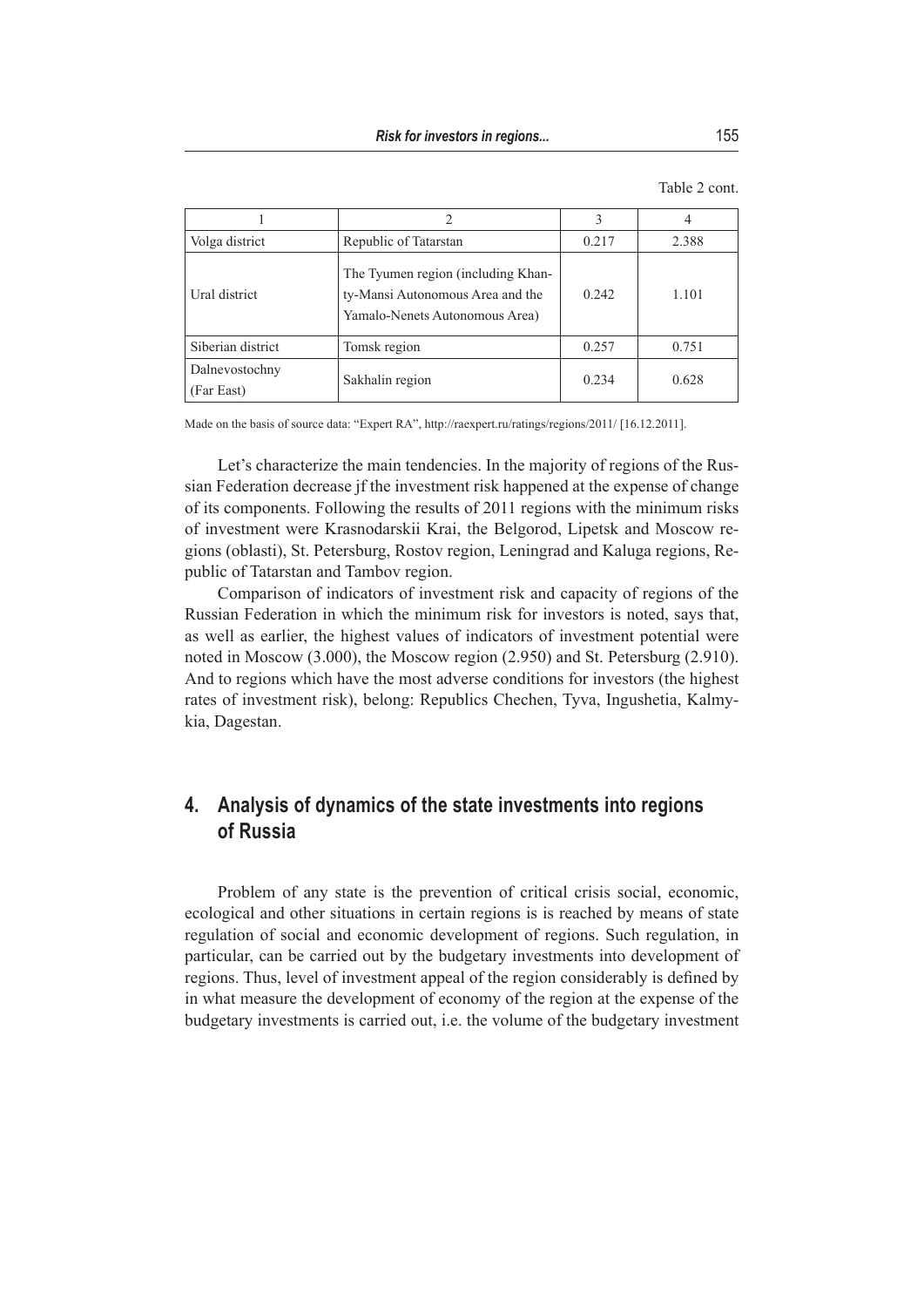Table 2 cont.

| 1 | 2 | 3 | 4 |
|---|---|---|---|
| Volga district | Republic of Tatarstan | 0.217 | 2.388 |
| Ural district | The Tyumen region (including Khanty-Mansi Autonomous Area and the Yamalo-Nenets Autonomous Area) | 0.242 | 1.101 |
| Siberian district | Tomsk region | 0.257 | 0.751 |
| Dalnevostochny (Far East) | Sakhalin region | 0.234 | 0.628 |

Made on the basis of source data: "Expert RA", http://raexpert.ru/ratings/regions/2011/ [16.12.2011].

Let's characterize the main tendencies. In the majority of regions of the Russian Federation decrease jf the investment risk happened at the expense of change of its components. Following the results of 2011 regions with the minimum risks of investment were Krasnodarskii Krai, the Belgorod, Lipetsk and Moscow regions (oblasti), St. Petersburg, Rostov region, Leningrad and Kaluga regions, Republic of Tatarstan and Tambov region.

Comparison of indicators of investment risk and capacity of regions of the Russian Federation in which the minimum risk for investors is noted, says that, as well as earlier, the highest values of indicators of investment potential were noted in Moscow (3.000), the Moscow region (2.950) and St. Petersburg (2.910). And to regions which have the most adverse conditions for investors (the highest rates of investment risk), belong: Republics Chechen, Tyva, Ingushetia, Kalmykia, Dagestan.

## 4. Analysis of dynamics of the state investments into regions of Russia

Problem of any state is the prevention of critical crisis social, economic, ecological and other situations in certain regions is is reached by means of state regulation of social and economic development of regions. Such regulation, in particular, can be carried out by the budgetary investments into development of regions. Thus, level of investment appeal of the region considerably is defined by in what measure the development of economy of the region at the expense of the budgetary investments is carried out, i.e. the volume of the budgetary investment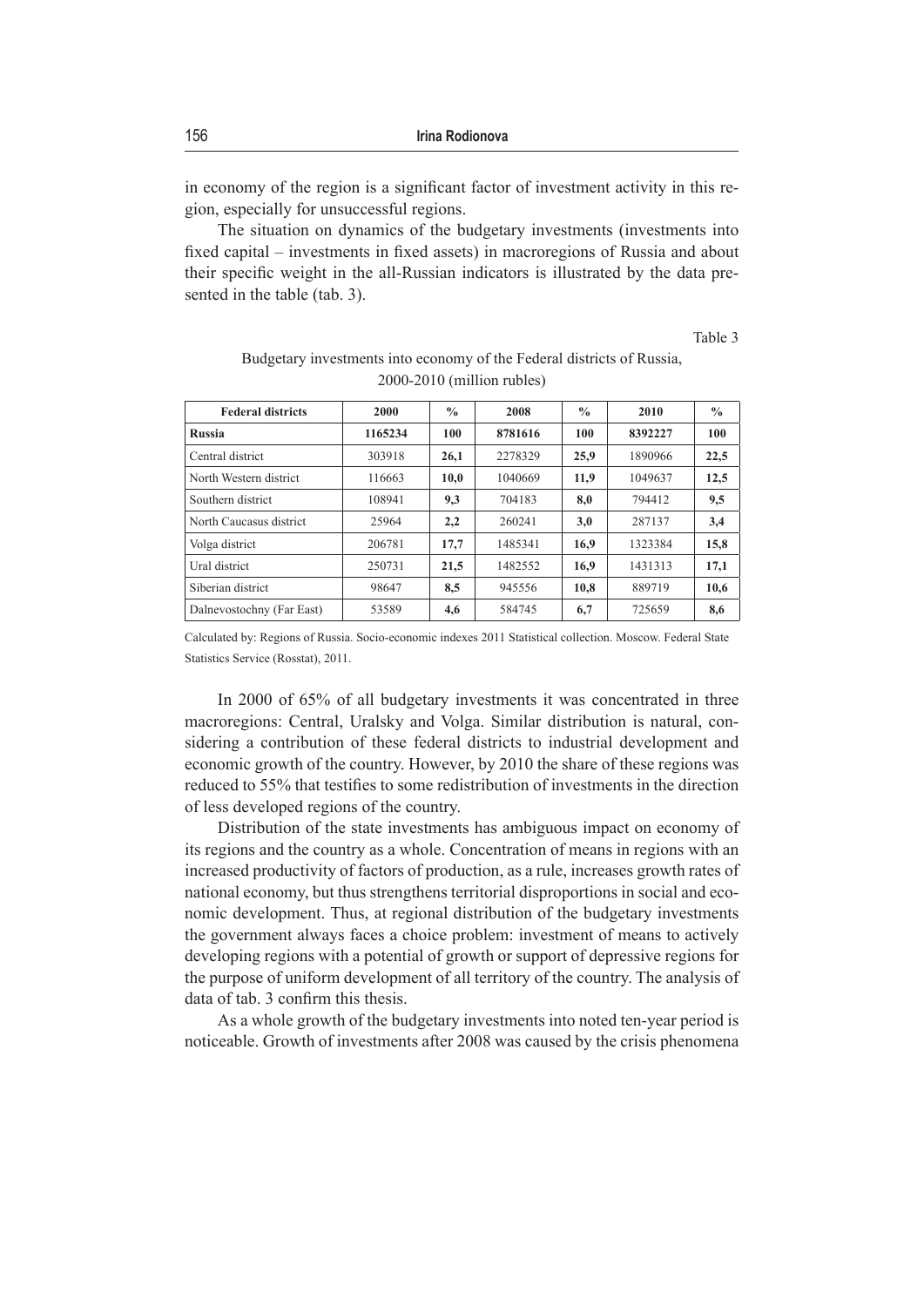in economy of the region is a significant factor of investment activity in this region, especially for unsuccessful regions.

The situation on dynamics of the budgetary investments (investments into fixed capital – investments in fixed assets) in macroregions of Russia and about their specific weight in the all-Russian indicators is illustrated by the data presented in the table (tab. 3).

Table 3

Budgetary investments into economy of the Federal districts of Russia, 2000-2010 (million rubles)

| Federal districts | 2000 | % | 2008 | % | 2010 | % |
|---|---|---|---|---|---|---|
| **Russia** | **1165234** | **100** | **8781616** | **100** | **8392227** | **100** |
| Central district | 303918 | **26,1** | 2278329 | **25,9** | 1890966 | **22,5** |
| North Western district | 116663 | **10,0** | 1040669 | **11,9** | 1049637 | **12,5** |
| Southern district | 108941 | **9,3** | 704183 | **8,0** | 794412 | **9,5** |
| North Caucasus district | 25964 | **2,2** | 260241 | **3,0** | 287137 | **3,4** |
| Volga district | 206781 | **17,7** | 1485341 | **16,9** | 1323384 | **15,8** |
| Ural district | 250731 | **21,5** | 1482552 | **16,9** | 1431313 | **17,1** |
| Siberian district | 98647 | **8,5** | 945556 | **10,8** | 889719 | **10,6** |
| Dalnevostochny (Far East) | 53589 | **4,6** | 584745 | **6,7** | 725659 | **8,6** |

Calculated by: Regions of Russia. Socio-economic indexes 2011 Statistical collection. Moscow. Federal State Statistics Service (Rosstat), 2011.

In 2000 of 65% of all budgetary investments it was concentrated in three macroregions: Central, Uralsky and Volga. Similar distribution is natural, considering a contribution of these federal districts to industrial development and economic growth of the country. However, by 2010 the share of these regions was reduced to 55% that testifies to some redistribution of investments in the direction of less developed regions of the country.

Distribution of the state investments has ambiguous impact on economy of its regions and the country as a whole. Concentration of means in regions with an increased productivity of factors of production, as a rule, increases growth rates of national economy, but thus strengthens territorial disproportions in social and economic development. Thus, at regional distribution of the budgetary investments the government always faces a choice problem: investment of means to actively developing regions with a potential of growth or support of depressive regions for the purpose of uniform development of all territory of the country. The analysis of data of tab. 3 confirm this thesis.

As a whole growth of the budgetary investments into noted ten-year period is noticeable. Growth of investments after 2008 was caused by the crisis phenomena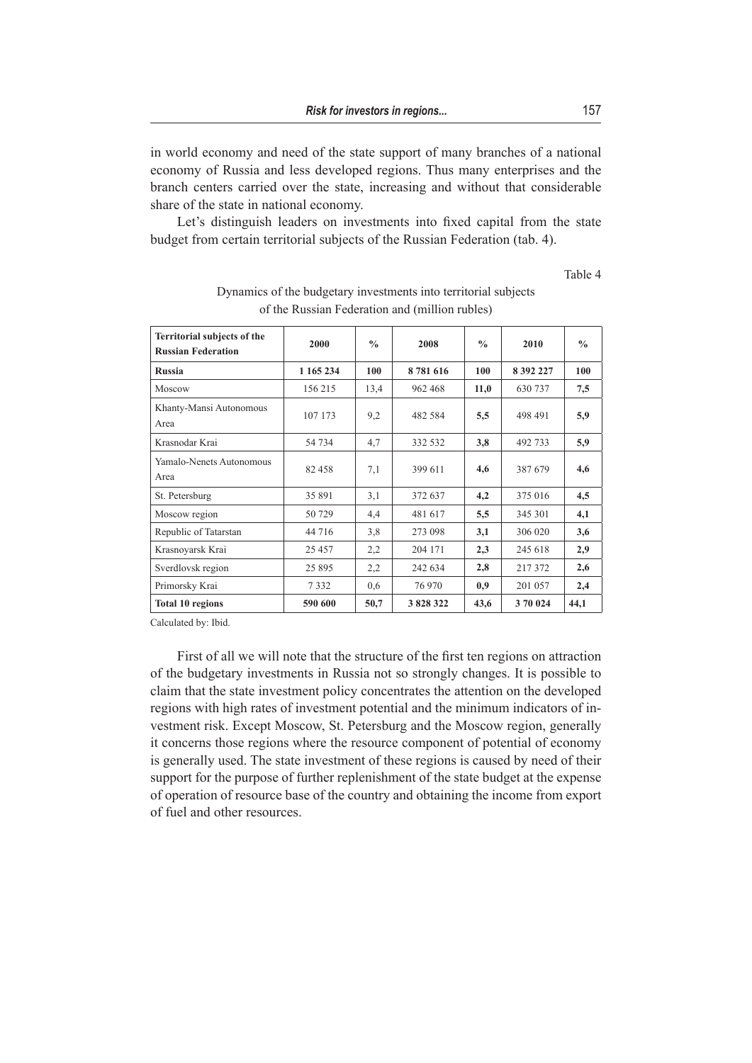in world economy and need of the state support of many branches of a national economy of Russia and less developed regions. Thus many enterprises and the branch centers carried over the state, increasing and without that considerable share of the state in national economy.

Let's distinguish leaders on investments into fixed capital from the state budget from certain territorial subjects of the Russian Federation (tab. 4).

Table 4

Dynamics of the budgetary investments into territorial subjects of the Russian Federation and (million rubles)

| Territorial subjects of the Russian Federation | 2000 | % | 2008 | % | 2010 | % |
|---|---|---|---|---|---|---|
| **Russia** | **1 165 234** | **100** | **8 781 616** | **100** | **8 392 227** | **100** |
| Moscow | 156 215 | 13,4 | 962 468 | **11,0** | 630 737 | **7,5** |
| Khanty-Mansi Autonomous Area | 107 173 | 9,2 | 482 584 | **5,5** | 498 491 | **5,9** |
| Krasnodar Krai | 54 734 | 4,7 | 332 532 | **3,8** | 492 733 | **5,9** |
| Yamalo-Nenets Autonomous Area | 82 458 | 7,1 | 399 611 | **4,6** | 387 679 | **4,6** |
| St. Petersburg | 35 891 | 3,1 | 372 637 | **4,2** | 375 016 | **4,5** |
| Moscow region | 50 729 | 4,4 | 481 617 | **5,5** | 345 301 | **4,1** |
| Republic of Tatarstan | 44 716 | 3,8 | 273 098 | **3,1** | 306 020 | **3,6** |
| Krasnoyarsk Krai | 25 457 | 2,2 | 204 171 | **2,3** | 245 618 | **2,9** |
| Sverdlovsk region | 25 895 | 2,2 | 242 634 | **2,8** | 217 372 | **2,6** |
| Primorsky Krai | 7 332 | 0,6 | 76 970 | **0,9** | 201 057 | **2,4** |
| **Total 10 regions** | **590 600** | **50,7** | **3 828 322** | **43,6** | **3 70 024** | **44,1** |

Calculated by: Ibid.

First of all we will note that the structure of the first ten regions on attraction of the budgetary investments in Russia not so strongly changes. It is possible to claim that the state investment policy concentrates the attention on the developed regions with high rates of investment potential and the minimum indicators of investment risk. Except Moscow, St. Petersburg and the Moscow region, generally it concerns those regions where the resource component of potential of economy is generally used. The state investment of these regions is caused by need of their support for the purpose of further replenishment of the state budget at the expense of operation of resource base of the country and obtaining the income from export of fuel and other resources.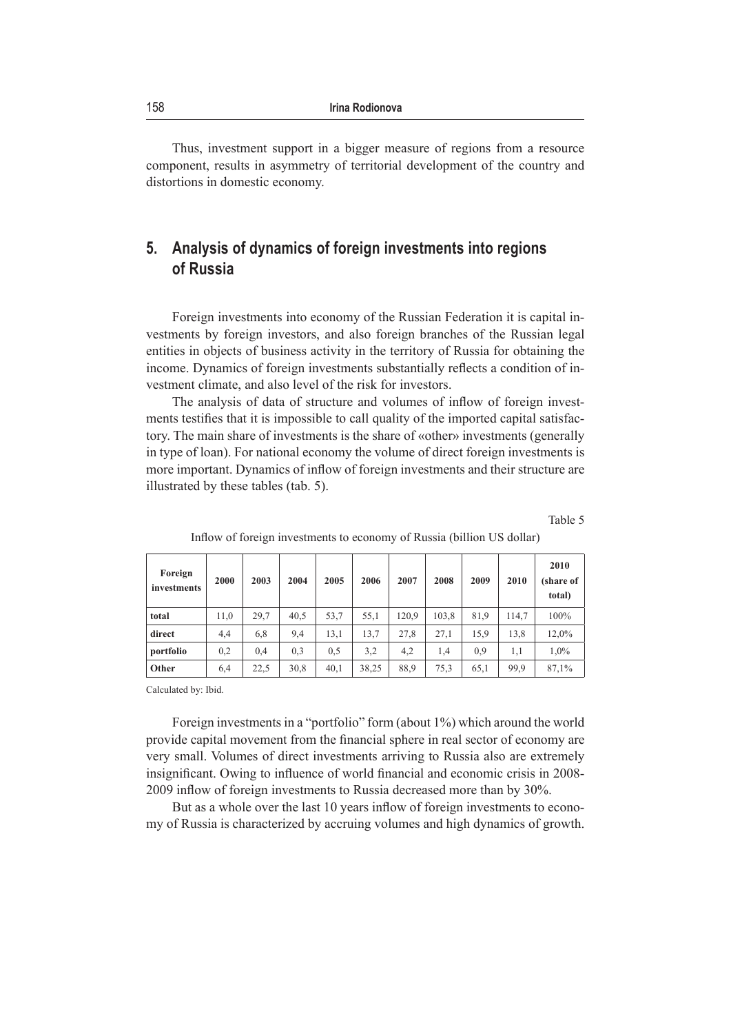Thus, investment support in a bigger measure of regions from a resource component, results in asymmetry of territorial development of the country and distortions in domestic economy.

## 5. Analysis of dynamics of foreign investments into regions of Russia

Foreign investments into economy of the Russian Federation it is capital investments by foreign investors, and also foreign branches of the Russian legal entities in objects of business activity in the territory of Russia for obtaining the income. Dynamics of foreign investments substantially reflects a condition of investment climate, and also level of the risk for investors.

The analysis of data of structure and volumes of inflow of foreign investments testifies that it is impossible to call quality of the imported capital satisfactory. The main share of investments is the share of «other» investments (generally in type of loan). For national economy the volume of direct foreign investments is more important. Dynamics of inflow of foreign investments and their structure are illustrated by these tables (tab. 5).

Table 5

Inflow of foreign investments to economy of Russia (billion US dollar)

| Foreign investments | 2000 | 2003 | 2004 | 2005 | 2006 | 2007 | 2008 | 2009 | 2010 | 2010 (share of total) |
|---|---|---|---|---|---|---|---|---|---|---|
| **total** | 11,0 | 29,7 | 40,5 | 53,7 | 55,1 | 120,9 | 103,8 | 81,9 | 114,7 | 100% |
| **direct** | 4,4 | 6,8 | 9,4 | 13,1 | 13,7 | 27,8 | 27,1 | 15,9 | 13,8 | 12,0% |
| **portfolio** | 0,2 | 0,4 | 0,3 | 0,5 | 3,2 | 4,2 | 1,4 | 0,9 | 1,1 | 1,0% |
| **Other** | 6,4 | 22,5 | 30,8 | 40,1 | 38,25 | 88,9 | 75,3 | 65,1 | 99,9 | 87,1% |

Calculated by: Ibid.

Foreign investments in a "portfolio" form (about 1%) which around the world provide capital movement from the financial sphere in real sector of economy are very small. Volumes of direct investments arriving to Russia also are extremely insignificant. Owing to influence of world financial and economic crisis in 2008-2009 inflow of foreign investments to Russia decreased more than by 30%.

But as a whole over the last 10 years inflow of foreign investments to economy of Russia is characterized by accruing volumes and high dynamics of growth.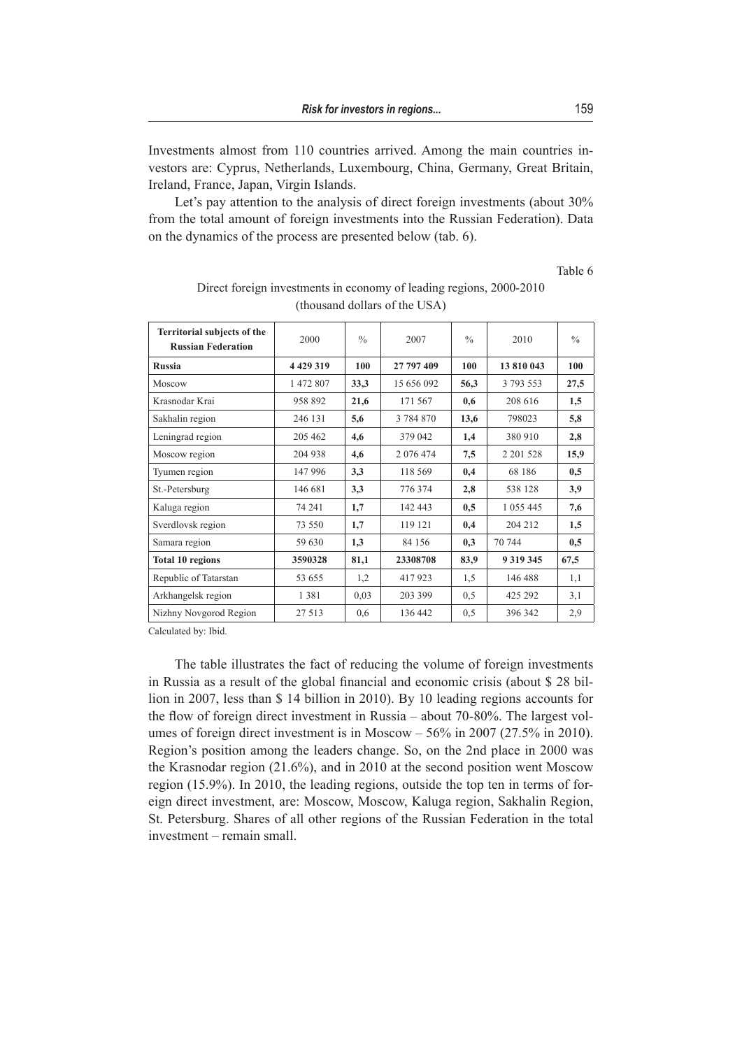Investments almost from 110 countries arrived. Among the main countries investors are: Cyprus, Netherlands, Luxembourg, China, Germany, Great Britain, Ireland, France, Japan, Virgin Islands.

Let's pay attention to the analysis of direct foreign investments (about 30% from the total amount of foreign investments into the Russian Federation). Data on the dynamics of the process are presented below (tab. 6).

Table 6

Direct foreign investments in economy of leading regions, 2000-2010 (thousand dollars of the USA)

| Territorial subjects of the Russian Federation | 2000 | % | 2007 | % | 2010 | % |
|---|---|---|---|---|---|---|
| **Russia** | **4 429 319** | **100** | **27 797 409** | **100** | **13 810 043** | **100** |
| Moscow | 1 472 807 | **33,3** | 15 656 092 | **56,3** | 3 793 553 | **27,5** |
| Krasnodar Krai | 958 892 | **21,6** | 171 567 | **0,6** | 208 616 | **1,5** |
| Sakhalin region | 246 131 | **5,6** | 3 784 870 | **13,6** | 798023 | **5,8** |
| Leningrad region | 205 462 | **4,6** | 379 042 | **1,4** | 380 910 | **2,8** |
| Moscow region | 204 938 | **4,6** | 2 076 474 | **7,5** | 2 201 528 | **15,9** |
| Tyumen region | 147 996 | **3,3** | 118 569 | **0,4** | 68 186 | **0,5** |
| St.-Petersburg | 146 681 | **3,3** | 776 374 | **2,8** | 538 128 | **3,9** |
| Kaluga region | 74 241 | **1,7** | 142 443 | **0,5** | 1 055 445 | **7,6** |
| Sverdlovsk region | 73 550 | **1,7** | 119 121 | **0,4** | 204 212 | **1,5** |
| Samara region | 59 630 | **1,3** | 84 156 | **0,3** | 70 744 | **0,5** |
| **Total 10 regions** | **3590328** | **81,1** | **23308708** | **83,9** | **9 319 345** | **67,5** |
| Republic of Tatarstan | 53 655 | 1,2 | 417 923 | 1,5 | 146 488 | 1,1 |
| Arkhangelsk region | 1 381 | 0,03 | 203 399 | 0,5 | 425 292 | 3,1 |
| Nizhny Novgorod Region | 27 513 | 0,6 | 136 442 | 0,5 | 396 342 | 2,9 |

Calculated by: Ibid.

The table illustrates the fact of reducing the volume of foreign investments in Russia as a result of the global financial and economic crisis (about $ 28 billion in 2007, less than $ 14 billion in 2010). By 10 leading regions accounts for the flow of foreign direct investment in Russia – about 70-80%. The largest volumes of foreign direct investment is in Moscow – 56% in 2007 (27.5% in 2010). Region's position among the leaders change. So, on the 2nd place in 2000 was the Krasnodar region (21.6%), and in 2010 at the second position went Moscow region (15.9%). In 2010, the leading regions, outside the top ten in terms of foreign direct investment, are: Moscow, Moscow, Kaluga region, Sakhalin Region, St. Petersburg. Shares of all other regions of the Russian Federation in the total investment – remain small.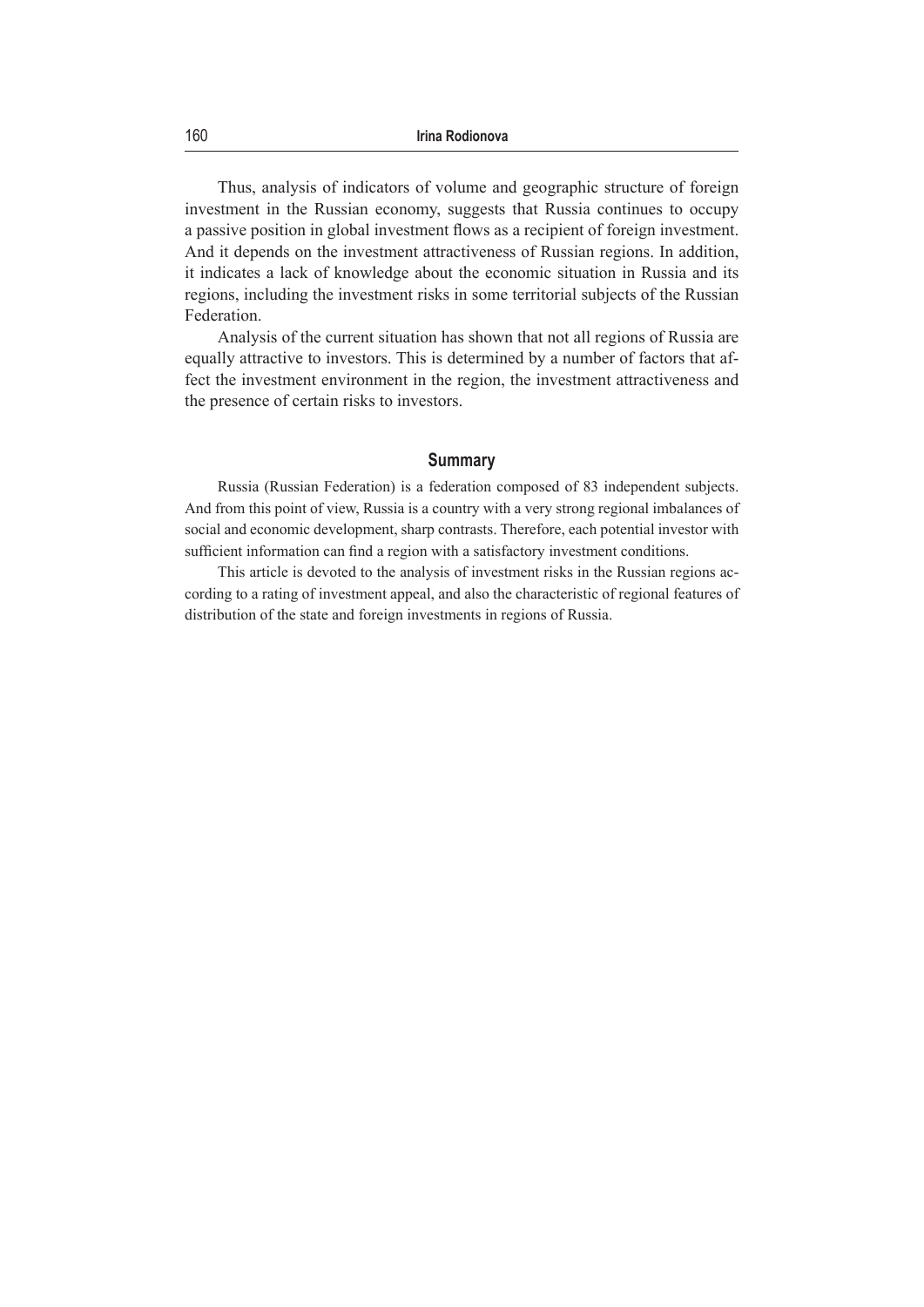Thus, analysis of indicators of volume and geographic structure of foreign investment in the Russian economy, suggests that Russia continues to occupy a passive position in global investment flows as a recipient of foreign investment. And it depends on the investment attractiveness of Russian regions. In addition, it indicates a lack of knowledge about the economic situation in Russia and its regions, including the investment risks in some territorial subjects of the Russian Federation.

Analysis of the current situation has shown that not all regions of Russia are equally attractive to investors. This is determined by a number of factors that affect the investment environment in the region, the investment attractiveness and the presence of certain risks to investors.

## Summary

Russia (Russian Federation) is a federation composed of 83 independent subjects. And from this point of view, Russia is a country with a very strong regional imbalances of social and economic development, sharp contrasts. Therefore, each potential investor with sufficient information can find a region with a satisfactory investment conditions.

This article is devoted to the analysis of investment risks in the Russian regions according to a rating of investment appeal, and also the characteristic of regional features of distribution of the state and foreign investments in regions of Russia.